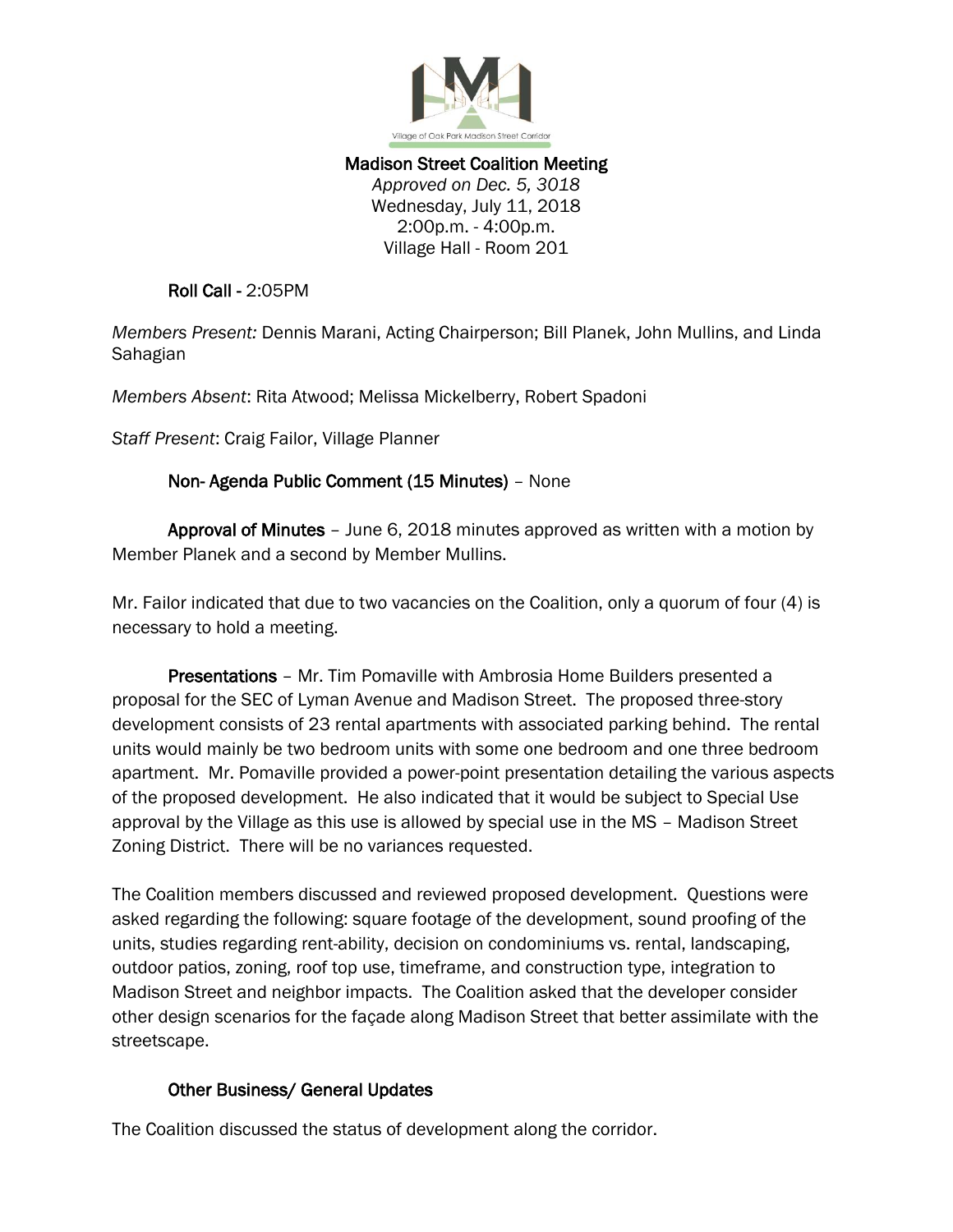# Madison Street Coalition Meeting

*Approved on Dec. 5, 3018*
Wednesday, July 11, 2018
2:00p.m. - 4:00p.m.
Village Hall - Room 201

**Roll Call** - 2:05PM

*Members Present:* Dennis Marani, Acting Chairperson; Bill Planek, John Mullins, and Linda Sahagian

*Members Absent*: Rita Atwood; Melissa Mickelberry, Robert Spadoni

*Staff Present*: Craig Failor, Village Planner

**Non- Agenda Public Comment (15 Minutes)** – None

**Approval of Minutes** – June 6, 2018 minutes approved as written with a motion by Member Planek and a second by Member Mullins.

Mr. Failor indicated that due to two vacancies on the Coalition, only a quorum of four (4) is necessary to hold a meeting.

**Presentations** – Mr. Tim Pomaville with Ambrosia Home Builders presented a proposal for the SEC of Lyman Avenue and Madison Street. The proposed three-story development consists of 23 rental apartments with associated parking behind. The rental units would mainly be two bedroom units with some one bedroom and one three bedroom apartment. Mr. Pomaville provided a power-point presentation detailing the various aspects of the proposed development. He also indicated that it would be subject to Special Use approval by the Village as this use is allowed by special use in the MS – Madison Street Zoning District. There will be no variances requested.

The Coalition members discussed and reviewed proposed development. Questions were asked regarding the following: square footage of the development, sound proofing of the units, studies regarding rent-ability, decision on condominiums vs. rental, landscaping, outdoor patios, zoning, roof top use, timeframe, and construction type, integration to Madison Street and neighbor impacts. The Coalition asked that the developer consider other design scenarios for the façade along Madison Street that better assimilate with the streetscape.

**Other Business/ General Updates**

The Coalition discussed the status of development along the corridor.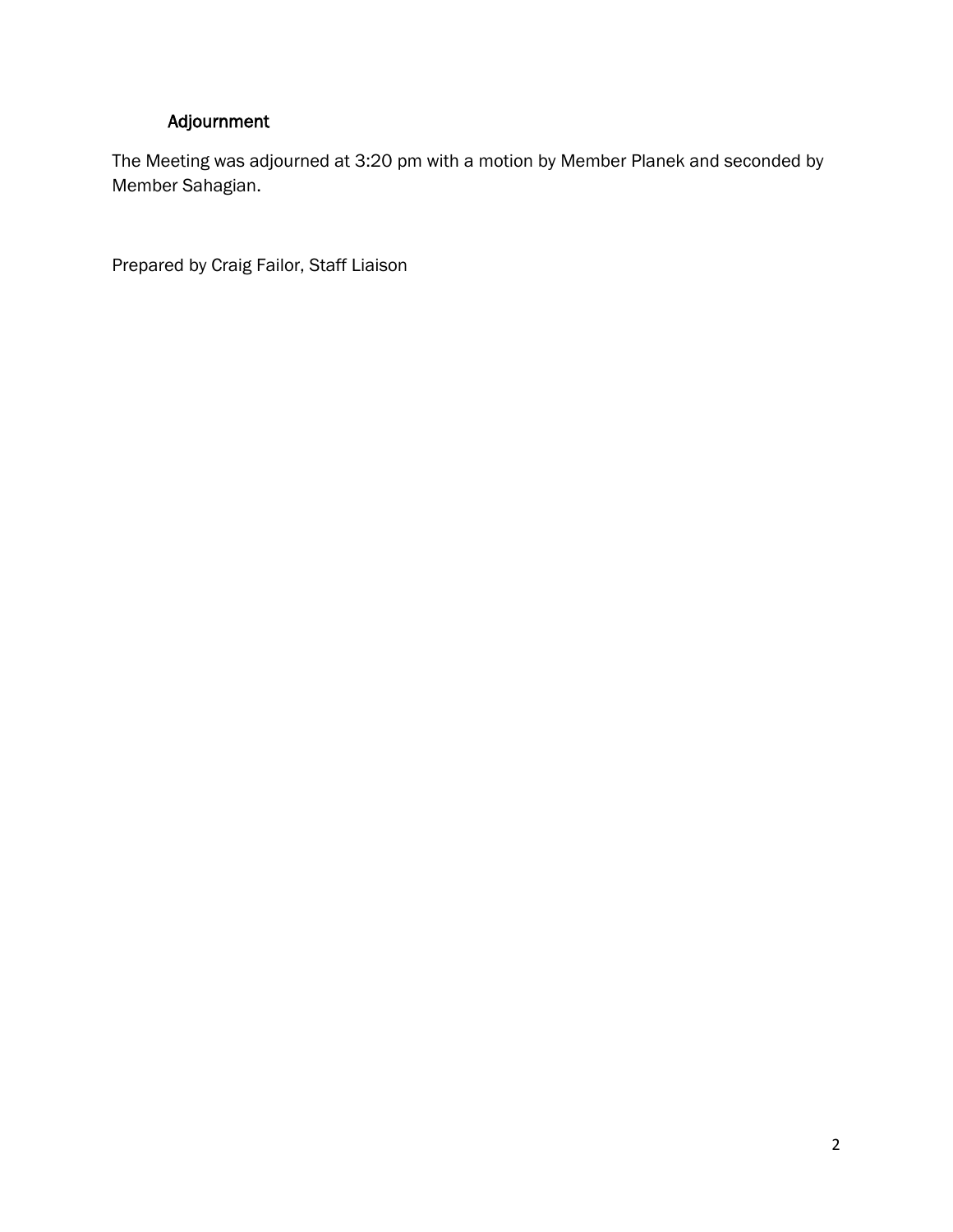## Adjournment

The Meeting was adjourned at 3:20 pm with a motion by Member Planek and seconded by Member Sahagian.

Prepared by Craig Failor, Staff Liaison